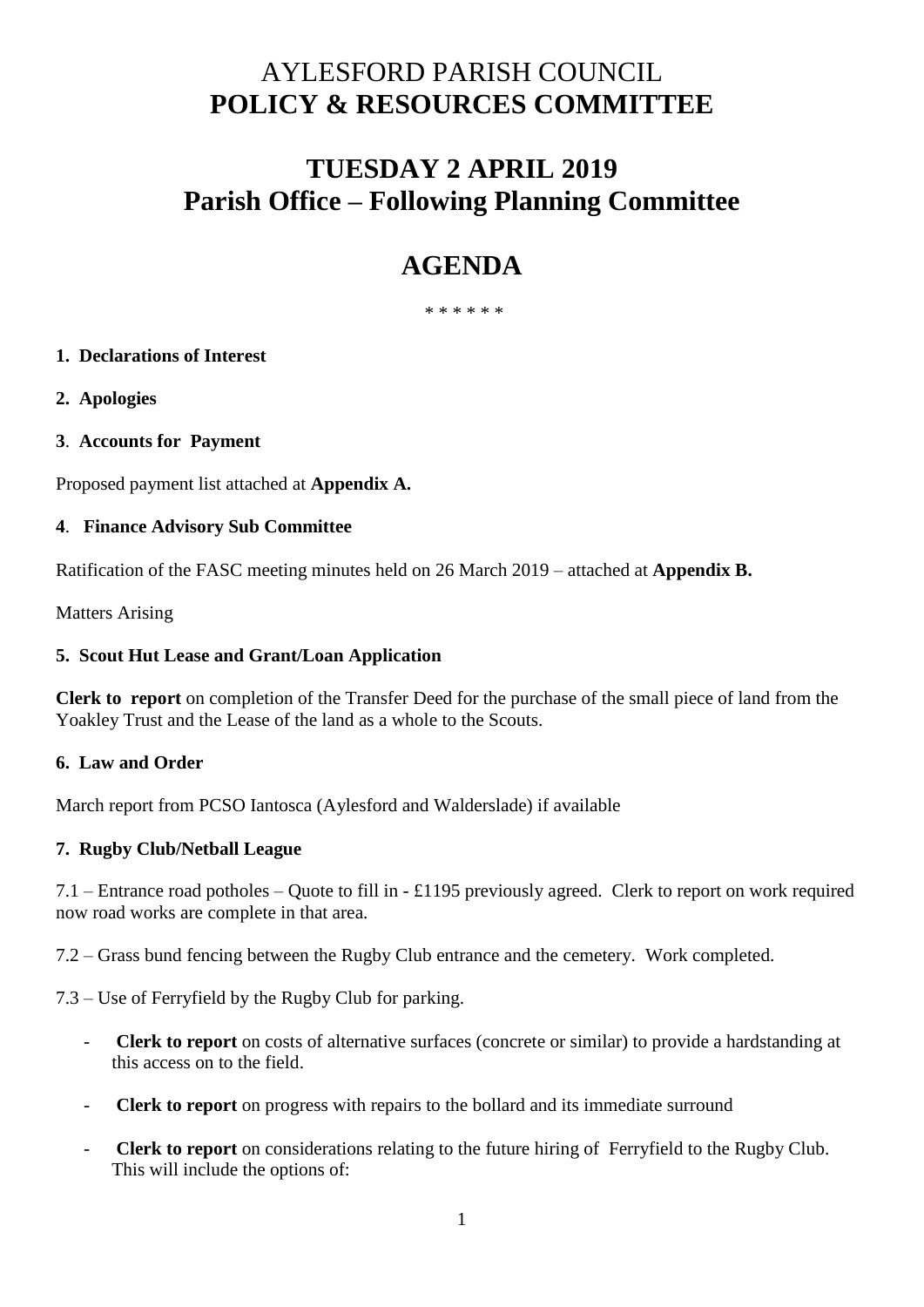# AYLESFORD PARISH COUNCIL
# POLICY & RESOURCES COMMITTEE

## TUESDAY 2 APRIL 2019
## Parish Office – Following Planning Committee

## AGENDA

\* \* \* \* \* \*

**1. Declarations of Interest**

**2. Apologies**

**3. Accounts for Payment**

Proposed payment list attached at **Appendix A.**

**4. Finance Advisory Sub Committee**

Ratification of the FASC meeting minutes held on 26 March 2019 – attached at **Appendix B.**

Matters Arising

**5. Scout Hut Lease and Grant/Loan Application**

**Clerk to report** on completion of the Transfer Deed for the purchase of the small piece of land from the Yoakley Trust and the Lease of the land as a whole to the Scouts.

**6. Law and Order**

March report from PCSO Iantosca (Aylesford and Walderslade) if available

**7. Rugby Club/Netball League**

7.1 – Entrance road potholes – Quote to fill in - £1195 previously agreed. Clerk to report on work required now road works are complete in that area.

7.2 – Grass bund fencing between the Rugby Club entrance and the cemetery. Work completed.

7.3 – Use of Ferryfield by the Rugby Club for parking.

- **Clerk to report** on costs of alternative surfaces (concrete or similar) to provide a hardstanding at this access on to the field.
- **Clerk to report** on progress with repairs to the bollard and its immediate surround
- **Clerk to report** on considerations relating to the future hiring of Ferryfield to the Rugby Club. This will include the options of: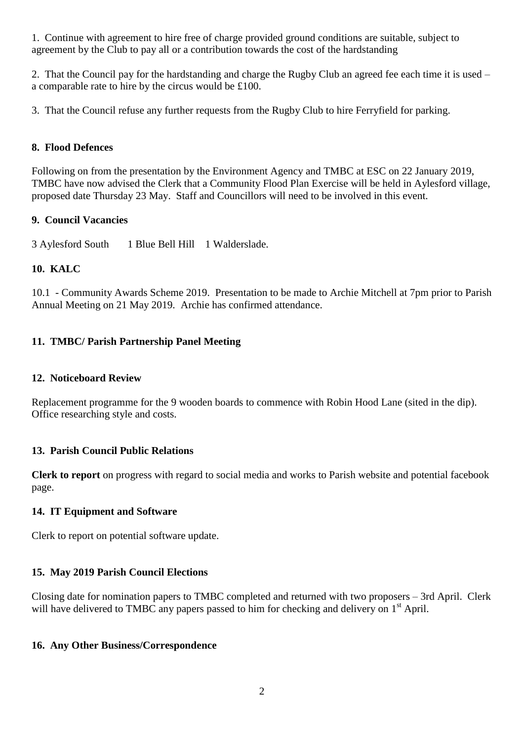1. Continue with agreement to hire free of charge provided ground conditions are suitable, subject to agreement by the Club to pay all or a contribution towards the cost of the hardstanding

2. That the Council pay for the hardstanding and charge the Rugby Club an agreed fee each time it is used – a comparable rate to hire by the circus would be £100.

3. That the Council refuse any further requests from the Rugby Club to hire Ferryfield for parking.

### 8. Flood Defences

Following on from the presentation by the Environment Agency and TMBC at ESC on 22 January 2019, TMBC have now advised the Clerk that a Community Flood Plan Exercise will be held in Aylesford village, proposed date Thursday 23 May. Staff and Councillors will need to be involved in this event.

### 9. Council Vacancies

3 Aylesford South    1 Blue Bell Hill    1 Walderslade.

### 10. KALC

10.1 - Community Awards Scheme 2019. Presentation to be made to Archie Mitchell at 7pm prior to Parish Annual Meeting on 21 May 2019. Archie has confirmed attendance.

### 11. TMBC/ Parish Partnership Panel Meeting

### 12. Noticeboard Review

Replacement programme for the 9 wooden boards to commence with Robin Hood Lane (sited in the dip). Office researching style and costs.

### 13. Parish Council Public Relations

**Clerk to report** on progress with regard to social media and works to Parish website and potential facebook page.

### 14. IT Equipment and Software

Clerk to report on potential software update.

### 15. May 2019 Parish Council Elections

Closing date for nomination papers to TMBC completed and returned with two proposers – 3rd April. Clerk will have delivered to TMBC any papers passed to him for checking and delivery on 1st April.

### 16. Any Other Business/Correspondence